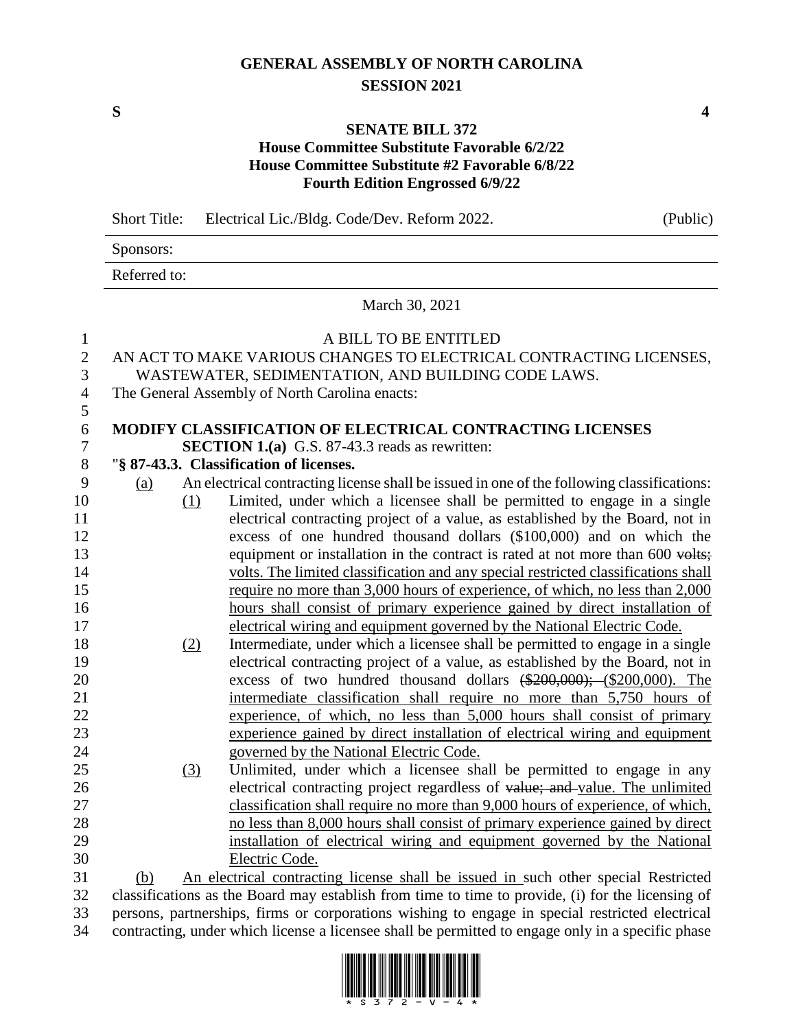# GENERAL ASSEMBLY OF NORTH CAROLINA
## SESSION 2021

**S** **4**

**SENATE BILL 372**
**House Committee Substitute Favorable 6/2/22**
**House Committee Substitute #2 Favorable 6/8/22**
**Fourth Edition Engrossed 6/9/22**

| Short Title: | Electrical Lic./Bldg. Code/Dev. Reform 2022. | (Public) |
|---|---|---|
| Sponsors: | | |
| Referred to: | | |

March 30, 2021

A BILL TO BE ENTITLED

AN ACT TO MAKE VARIOUS CHANGES TO ELECTRICAL CONTRACTING LICENSES, WASTEWATER, SEDIMENTATION, AND BUILDING CODE LAWS.

The General Assembly of North Carolina enacts:

**MODIFY CLASSIFICATION OF ELECTRICAL CONTRACTING LICENSES**

**SECTION 1.(a)** G.S. 87-43.3 reads as rewritten:

"**§ 87-43.3. Classification of licenses.**

(a) An electrical contracting license shall be issued in one of the following classifications:

(1) Limited, under which a licensee shall be permitted to engage in a single electrical contracting project of a value, as established by the Board, not in excess of one hundred thousand dollars ($100,000) and on which the equipment or installation in the contract is rated at not more than 600 ~~volts;~~ volts. The limited classification and any special restricted classifications shall require no more than 3,000 hours of experience, of which, no less than 2,000 hours shall consist of primary experience gained by direct installation of electrical wiring and equipment governed by the National Electric Code.

(2) Intermediate, under which a licensee shall be permitted to engage in a single electrical contracting project of a value, as established by the Board, not in excess of two hundred thousand dollars ~~($200,000);~~ ($200,000). The intermediate classification shall require no more than 5,750 hours of experience, of which, no less than 5,000 hours shall consist of primary experience gained by direct installation of electrical wiring and equipment governed by the National Electric Code.

(3) Unlimited, under which a licensee shall be permitted to engage in any electrical contracting project regardless of ~~value; and~~ value. The unlimited classification shall require no more than 9,000 hours of experience, of which, no less than 8,000 hours shall consist of primary experience gained by direct installation of electrical wiring and equipment governed by the National Electric Code.

(b) An electrical contracting license shall be issued in such other special Restricted classifications as the Board may establish from time to time to provide, (i) for the licensing of persons, partnerships, firms or corporations wishing to engage in special restricted electrical contracting, under which license a licensee shall be permitted to engage only in a specific phase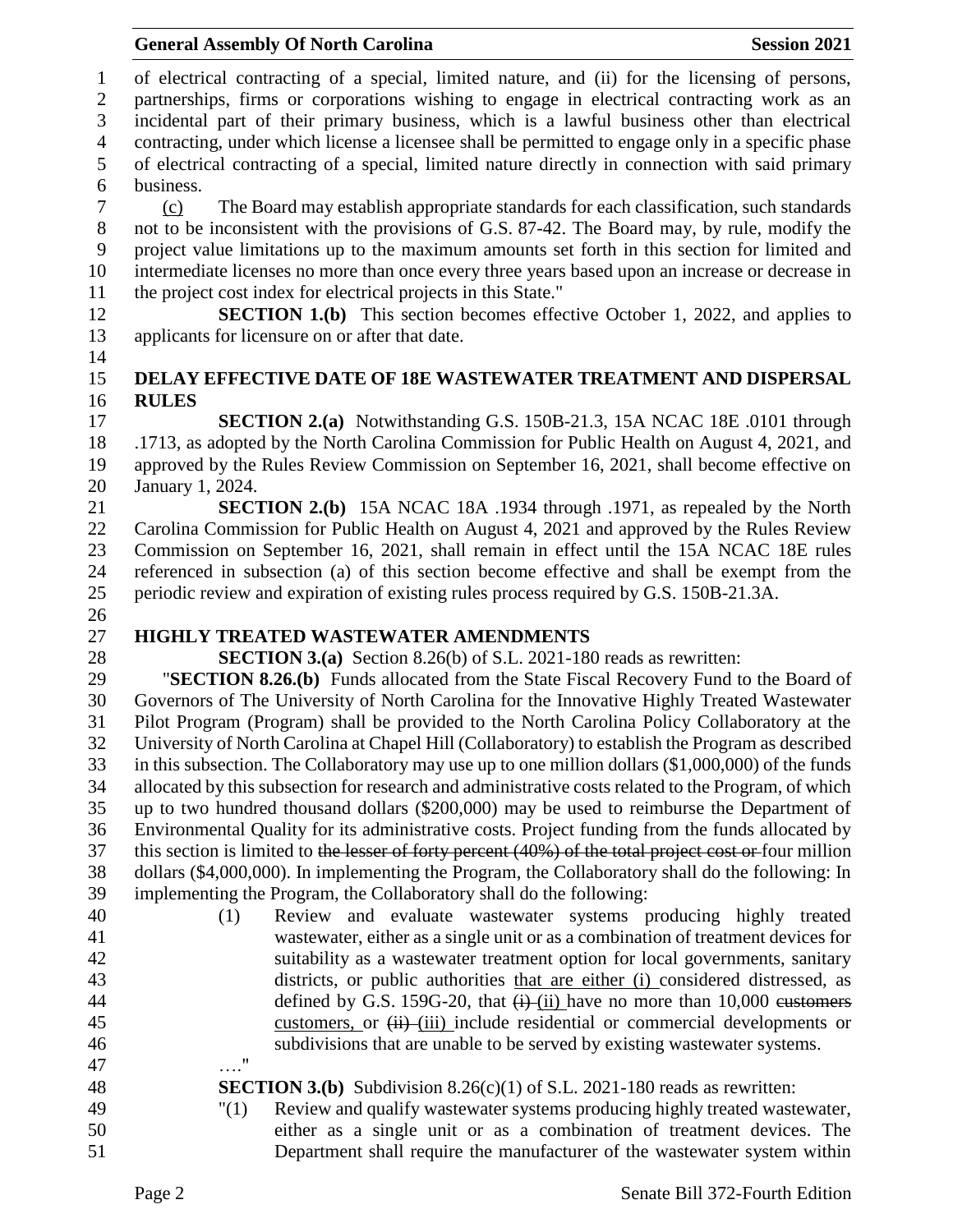of electrical contracting of a special, limited nature, and (ii) for the licensing of persons, partnerships, firms or corporations wishing to engage in electrical contracting work as an incidental part of their primary business, which is a lawful business other than electrical contracting, under which license a licensee shall be permitted to engage only in a specific phase of electrical contracting of a special, limited nature directly in connection with said primary business.

(c) The Board may establish appropriate standards for each classification, such standards not to be inconsistent with the provisions of G.S. 87-42. The Board may, by rule, modify the project value limitations up to the maximum amounts set forth in this section for limited and intermediate licenses no more than once every three years based upon an increase or decrease in the project cost index for electrical projects in this State."

**SECTION 1.(b)** This section becomes effective October 1, 2022, and applies to applicants for licensure on or after that date.

**DELAY EFFECTIVE DATE OF 18E WASTEWATER TREATMENT AND DISPERSAL RULES**

**SECTION 2.(a)** Notwithstanding G.S. 150B-21.3, 15A NCAC 18E .0101 through .1713, as adopted by the North Carolina Commission for Public Health on August 4, 2021, and approved by the Rules Review Commission on September 16, 2021, shall become effective on January 1, 2024.

**SECTION 2.(b)** 15A NCAC 18A .1934 through .1971, as repealed by the North Carolina Commission for Public Health on August 4, 2021 and approved by the Rules Review Commission on September 16, 2021, shall remain in effect until the 15A NCAC 18E rules referenced in subsection (a) of this section become effective and shall be exempt from the periodic review and expiration of existing rules process required by G.S. 150B-21.3A.

**HIGHLY TREATED WASTEWATER AMENDMENTS**

**SECTION 3.(a)** Section 8.26(b) of S.L. 2021-180 reads as rewritten:

"**SECTION 8.26.(b)** Funds allocated from the State Fiscal Recovery Fund to the Board of Governors of The University of North Carolina for the Innovative Highly Treated Wastewater Pilot Program (Program) shall be provided to the North Carolina Policy Collaboratory at the University of North Carolina at Chapel Hill (Collaboratory) to establish the Program as described in this subsection. The Collaboratory may use up to one million dollars ($1,000,000) of the funds allocated by this subsection for research and administrative costs related to the Program, of which up to two hundred thousand dollars ($200,000) may be used to reimburse the Department of Environmental Quality for its administrative costs. Project funding from the funds allocated by this section is limited to ~~the lesser of forty percent (40%) of the total project cost or~~ four million dollars ($4,000,000). In implementing the Program, the Collaboratory shall do the following: In implementing the Program, the Collaboratory shall do the following:

(1) Review and evaluate wastewater systems producing highly treated wastewater, either as a single unit or as a combination of treatment devices for suitability as a wastewater treatment option for local governments, sanitary districts, or public authorities <u>that are either (i)</u> considered distressed, as defined by G.S. 159G-20, that ~~(i)~~ <u>(ii)</u> have no more than 10,000 ~~customers~~ <u>customers,</u> or ~~(ii)~~ <u>(iii)</u> include residential or commercial developments or subdivisions that are unable to be served by existing wastewater systems.

…."

**SECTION 3.(b)** Subdivision 8.26(c)(1) of S.L. 2021-180 reads as rewritten:

"(1) Review and qualify wastewater systems producing highly treated wastewater, either as a single unit or as a combination of treatment devices. The Department shall require the manufacturer of the wastewater system within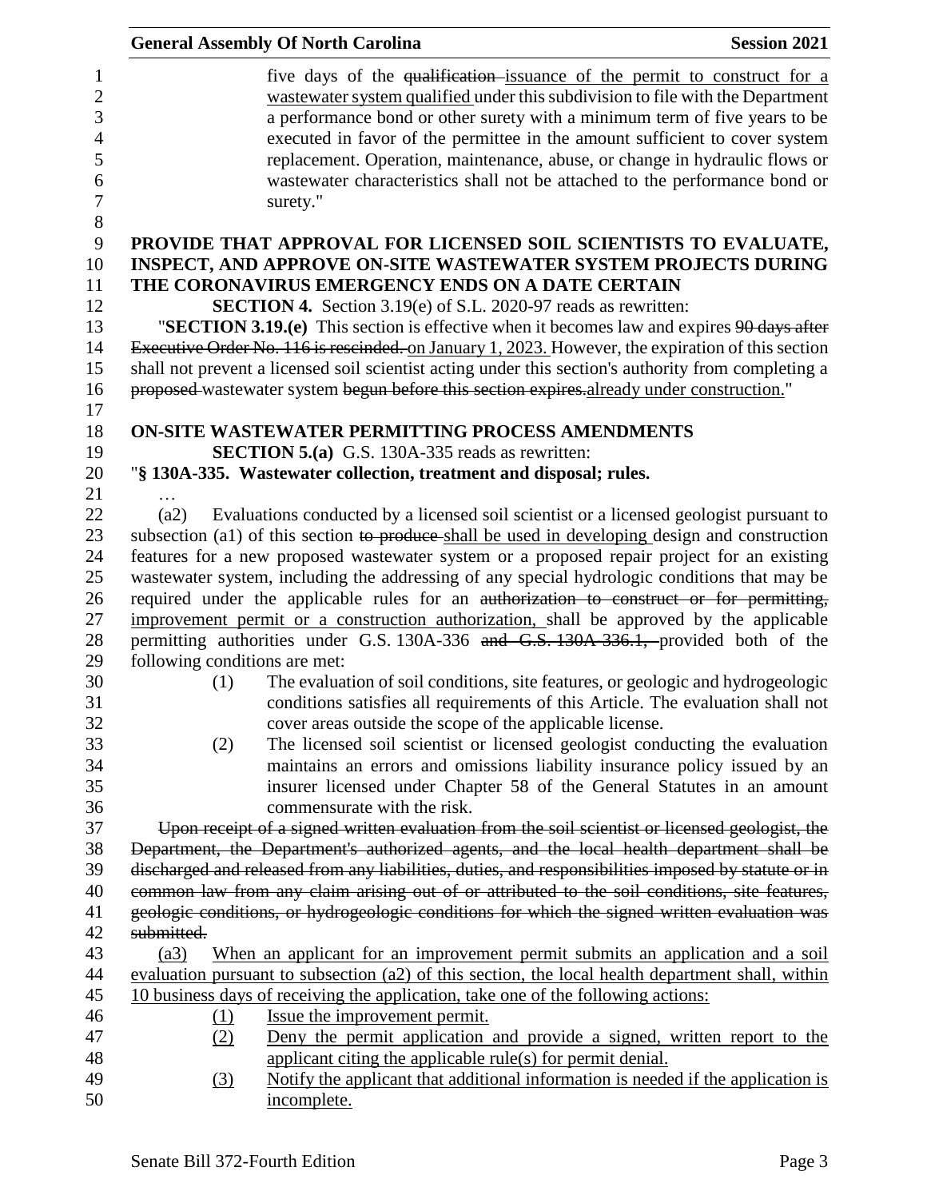five days of the ~~qualification~~ issuance of the permit to construct for a wastewater system qualified under this subdivision to file with the Department a performance bond or other surety with a minimum term of five years to be executed in favor of the permittee in the amount sufficient to cover system replacement. Operation, maintenance, abuse, or change in hydraulic flows or wastewater characteristics shall not be attached to the performance bond or surety."

**PROVIDE THAT APPROVAL FOR LICENSED SOIL SCIENTISTS TO EVALUATE, INSPECT, AND APPROVE ON-SITE WASTEWATER SYSTEM PROJECTS DURING THE CORONAVIRUS EMERGENCY ENDS ON A DATE CERTAIN**

**SECTION 4.** Section 3.19(e) of S.L. 2020-97 reads as rewritten:

"**SECTION 3.19.(e)** This section is effective when it becomes law and expires ~~90 days after Executive Order No. 116 is rescinded.~~ on January 1, 2023. However, the expiration of this section shall not prevent a licensed soil scientist acting under this section's authority from completing a ~~proposed~~ wastewater system ~~begun before this section expires.~~already under construction."

**ON-SITE WASTEWATER PERMITTING PROCESS AMENDMENTS**

**SECTION 5.(a)** G.S. 130A-335 reads as rewritten:

"**§ 130A-335. Wastewater collection, treatment and disposal; rules.**

…

(a2) Evaluations conducted by a licensed soil scientist or a licensed geologist pursuant to subsection (a1) of this section ~~to produce~~ shall be used in developing design and construction features for a new proposed wastewater system or a proposed repair project for an existing wastewater system, including the addressing of any special hydrologic conditions that may be required under the applicable rules for an ~~authorization to construct or for permitting,~~ improvement permit or a construction authorization, shall be approved by the applicable permitting authorities under G.S. 130A-336 ~~and G.S. 130A-336.1,~~ provided both of the following conditions are met:

(1) The evaluation of soil conditions, site features, or geologic and hydrogeologic conditions satisfies all requirements of this Article. The evaluation shall not cover areas outside the scope of the applicable license.

(2) The licensed soil scientist or licensed geologist conducting the evaluation maintains an errors and omissions liability insurance policy issued by an insurer licensed under Chapter 58 of the General Statutes in an amount commensurate with the risk.

~~Upon receipt of a signed written evaluation from the soil scientist or licensed geologist, the Department, the Department's authorized agents, and the local health department shall be discharged and released from any liabilities, duties, and responsibilities imposed by statute or in common law from any claim arising out of or attributed to the soil conditions, site features, geologic conditions, or hydrogeologic conditions for which the signed written evaluation was submitted.~~

(a3) When an applicant for an improvement permit submits an application and a soil evaluation pursuant to subsection (a2) of this section, the local health department shall, within 10 business days of receiving the application, take one of the following actions:

(1) Issue the improvement permit.

(2) Deny the permit application and provide a signed, written report to the applicant citing the applicable rule(s) for permit denial.

(3) Notify the applicant that additional information is needed if the application is incomplete.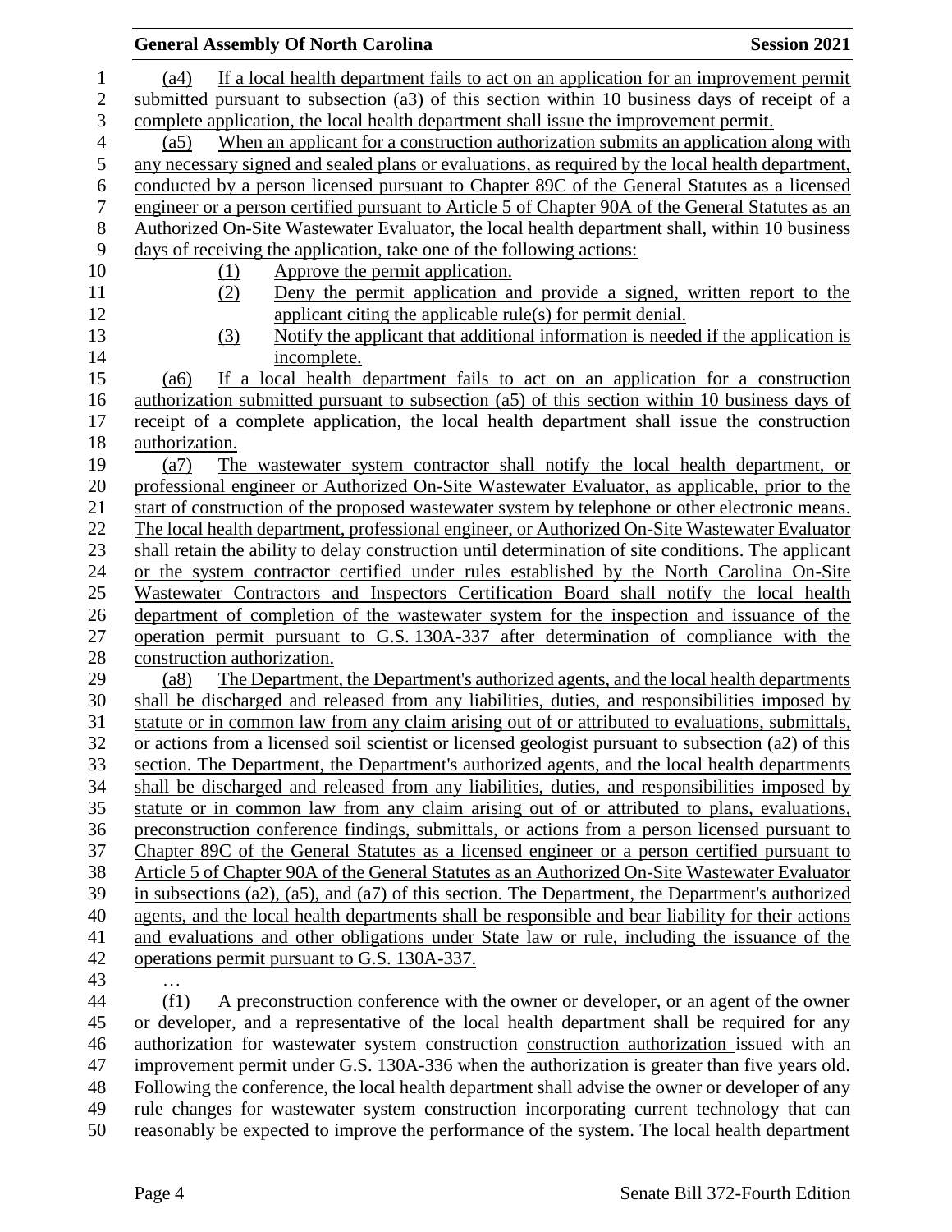(a4) If a local health department fails to act on an application for an improvement permit submitted pursuant to subsection (a3) of this section within 10 business days of receipt of a complete application, the local health department shall issue the improvement permit.

(a5) When an applicant for a construction authorization submits an application along with any necessary signed and sealed plans or evaluations, as required by the local health department, conducted by a person licensed pursuant to Chapter 89C of the General Statutes as a licensed engineer or a person certified pursuant to Article 5 of Chapter 90A of the General Statutes as an Authorized On-Site Wastewater Evaluator, the local health department shall, within 10 business days of receiving the application, take one of the following actions:

(1) Approve the permit application.

(2) Deny the permit application and provide a signed, written report to the applicant citing the applicable rule(s) for permit denial.

(3) Notify the applicant that additional information is needed if the application is incomplete.

(a6) If a local health department fails to act on an application for a construction authorization submitted pursuant to subsection (a5) of this section within 10 business days of receipt of a complete application, the local health department shall issue the construction authorization.

(a7) The wastewater system contractor shall notify the local health department, or professional engineer or Authorized On-Site Wastewater Evaluator, as applicable, prior to the start of construction of the proposed wastewater system by telephone or other electronic means. The local health department, professional engineer, or Authorized On-Site Wastewater Evaluator shall retain the ability to delay construction until determination of site conditions. The applicant or the system contractor certified under rules established by the North Carolina On-Site Wastewater Contractors and Inspectors Certification Board shall notify the local health department of completion of the wastewater system for the inspection and issuance of the operation permit pursuant to G.S. 130A-337 after determination of compliance with the construction authorization.

(a8) The Department, the Department's authorized agents, and the local health departments shall be discharged and released from any liabilities, duties, and responsibilities imposed by statute or in common law from any claim arising out of or attributed to evaluations, submittals, or actions from a licensed soil scientist or licensed geologist pursuant to subsection (a2) of this section. The Department, the Department's authorized agents, and the local health departments shall be discharged and released from any liabilities, duties, and responsibilities imposed by statute or in common law from any claim arising out of or attributed to plans, evaluations, preconstruction conference findings, submittals, or actions from a person licensed pursuant to Chapter 89C of the General Statutes as a licensed engineer or a person certified pursuant to Article 5 of Chapter 90A of the General Statutes as an Authorized On-Site Wastewater Evaluator in subsections (a2), (a5), and (a7) of this section. The Department, the Department's authorized agents, and the local health departments shall be responsible and bear liability for their actions and evaluations and other obligations under State law or rule, including the issuance of the operations permit pursuant to G.S. 130A-337.

…

(f1) A preconstruction conference with the owner or developer, or an agent of the owner or developer, and a representative of the local health department shall be required for any ~~authorization for wastewater system construction~~ construction authorization issued with an improvement permit under G.S. 130A-336 when the authorization is greater than five years old. Following the conference, the local health department shall advise the owner or developer of any rule changes for wastewater system construction incorporating current technology that can reasonably be expected to improve the performance of the system. The local health department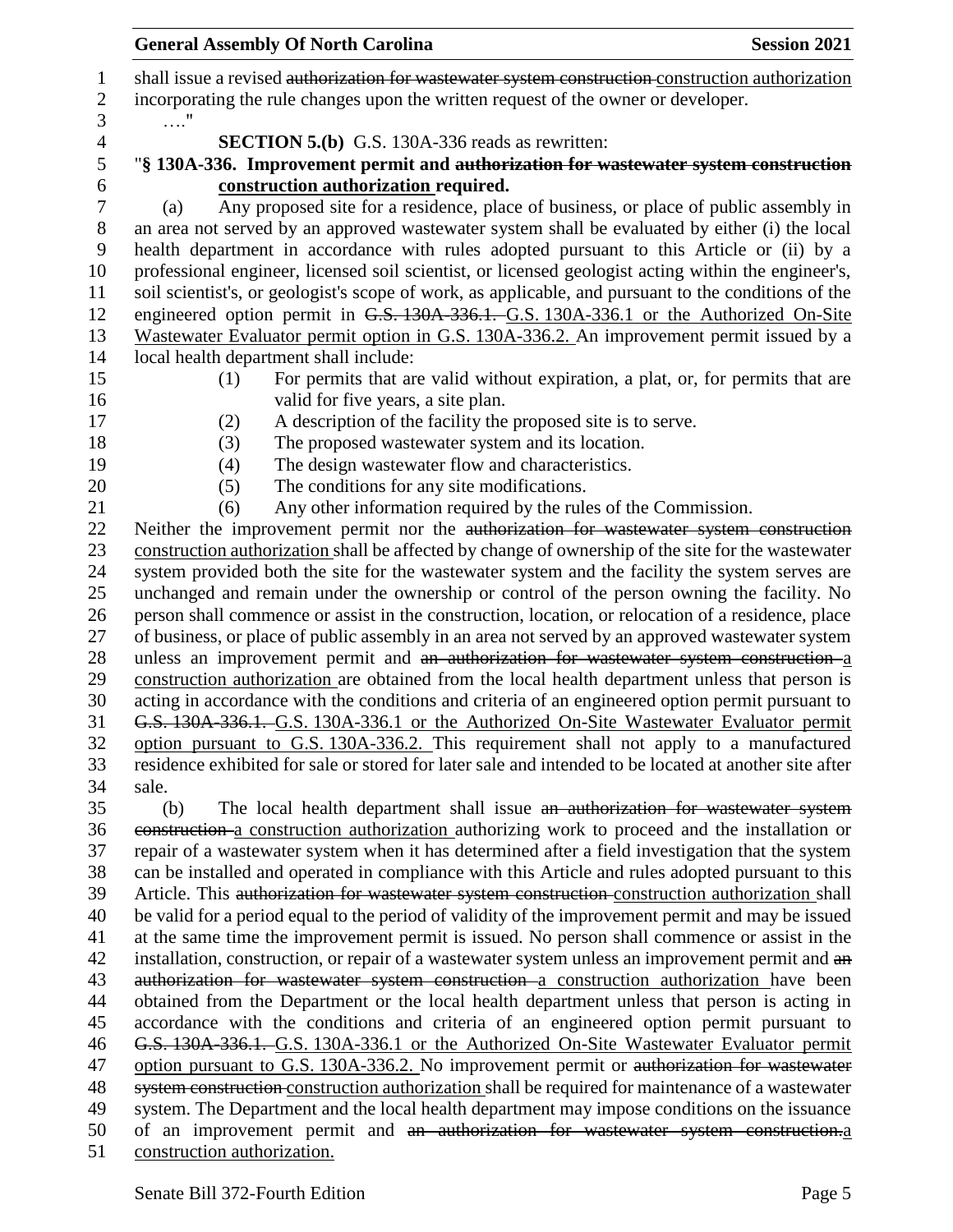shall issue a revised ~~authorization for wastewater system construction~~ construction authorization incorporating the rule changes upon the written request of the owner or developer.

…."

**SECTION 5.(b)** G.S. 130A-336 reads as rewritten:

"**§ 130A-336. Improvement permit and ~~authorization for wastewater system construction~~ construction authorization required.**

(a) Any proposed site for a residence, place of business, or place of public assembly in an area not served by an approved wastewater system shall be evaluated by either (i) the local health department in accordance with rules adopted pursuant to this Article or (ii) by a professional engineer, licensed soil scientist, or licensed geologist acting within the engineer's, soil scientist's, or geologist's scope of work, as applicable, and pursuant to the conditions of the engineered option permit in ~~G.S. 130A-336.1.~~ G.S. 130A-336.1 or the Authorized On-Site Wastewater Evaluator permit option in G.S. 130A-336.2. An improvement permit issued by a local health department shall include:

(1) For permits that are valid without expiration, a plat, or, for permits that are valid for five years, a site plan.
(2) A description of the facility the proposed site is to serve.
(3) The proposed wastewater system and its location.
(4) The design wastewater flow and characteristics.
(5) The conditions for any site modifications.
(6) Any other information required by the rules of the Commission.

Neither the improvement permit nor the ~~authorization for wastewater system construction~~ construction authorization shall be affected by change of ownership of the site for the wastewater system provided both the site for the wastewater system and the facility the system serves are unchanged and remain under the ownership or control of the person owning the facility. No person shall commence or assist in the construction, location, or relocation of a residence, place of business, or place of public assembly in an area not served by an approved wastewater system unless an improvement permit and ~~an authorization for wastewater system construction~~ a construction authorization are obtained from the local health department unless that person is acting in accordance with the conditions and criteria of an engineered option permit pursuant to ~~G.S. 130A-336.1.~~ G.S. 130A-336.1 or the Authorized On-Site Wastewater Evaluator permit option pursuant to G.S. 130A-336.2. This requirement shall not apply to a manufactured residence exhibited for sale or stored for later sale and intended to be located at another site after sale.

(b) The local health department shall issue ~~an authorization for wastewater system construction~~ a construction authorization authorizing work to proceed and the installation or repair of a wastewater system when it has determined after a field investigation that the system can be installed and operated in compliance with this Article and rules adopted pursuant to this Article. This ~~authorization for wastewater system construction~~ construction authorization shall be valid for a period equal to the period of validity of the improvement permit and may be issued at the same time the improvement permit is issued. No person shall commence or assist in the installation, construction, or repair of a wastewater system unless an improvement permit and ~~an authorization for wastewater system construction~~ a construction authorization have been obtained from the Department or the local health department unless that person is acting in accordance with the conditions and criteria of an engineered option permit pursuant to ~~G.S. 130A-336.1.~~ G.S. 130A-336.1 or the Authorized On-Site Wastewater Evaluator permit option pursuant to G.S. 130A-336.2. No improvement permit or ~~authorization for wastewater system construction~~ construction authorization shall be required for maintenance of a wastewater system. The Department and the local health department may impose conditions on the issuance of an improvement permit and ~~an authorization for wastewater system construction.~~ a construction authorization.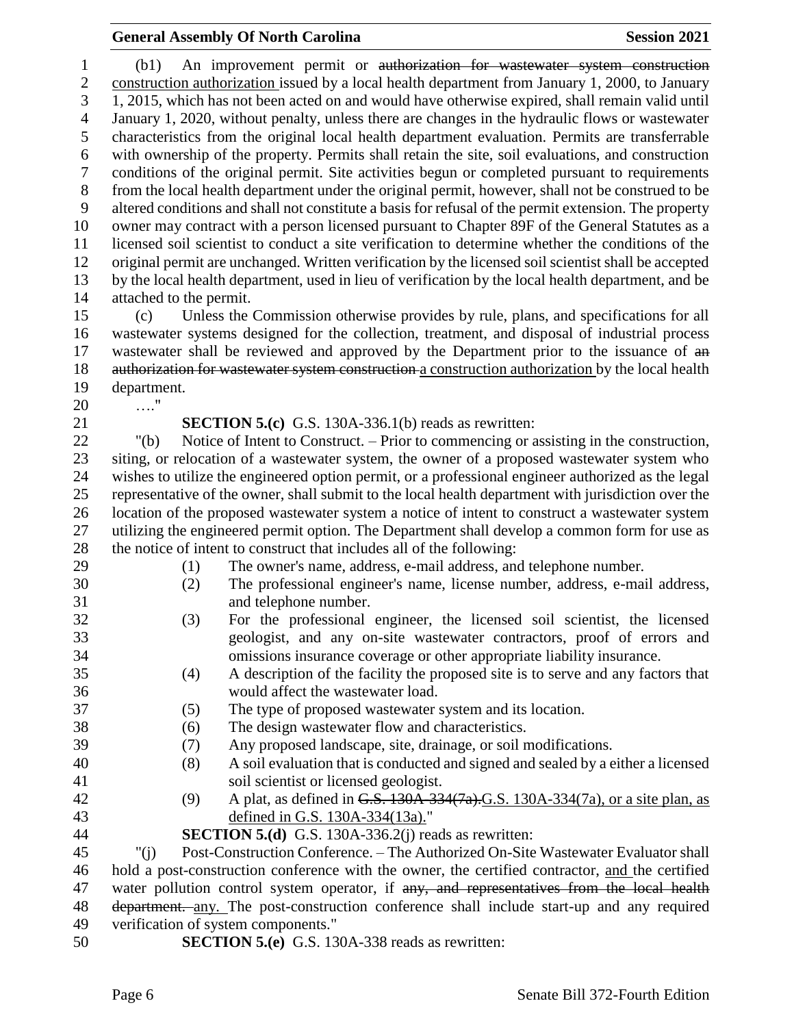(b1) An improvement permit or ~~authorization for wastewater system construction~~ construction authorization issued by a local health department from January 1, 2000, to January 1, 2015, which has not been acted on and would have otherwise expired, shall remain valid until January 1, 2020, without penalty, unless there are changes in the hydraulic flows or wastewater characteristics from the original local health department evaluation. Permits are transferrable with ownership of the property. Permits shall retain the site, soil evaluations, and construction conditions of the original permit. Site activities begun or completed pursuant to requirements from the local health department under the original permit, however, shall not be construed to be altered conditions and shall not constitute a basis for refusal of the permit extension. The property owner may contract with a person licensed pursuant to Chapter 89F of the General Statutes as a licensed soil scientist to conduct a site verification to determine whether the conditions of the original permit are unchanged. Written verification by the licensed soil scientist shall be accepted by the local health department, used in lieu of verification by the local health department, and be attached to the permit.

(c) Unless the Commission otherwise provides by rule, plans, and specifications for all wastewater systems designed for the collection, treatment, and disposal of industrial process wastewater shall be reviewed and approved by the Department prior to the issuance of ~~an authorization for wastewater system construction~~ a construction authorization by the local health department.

…."

**SECTION 5.(c)** G.S. 130A-336.1(b) reads as rewritten:

"(b) Notice of Intent to Construct. – Prior to commencing or assisting in the construction, siting, or relocation of a wastewater system, the owner of a proposed wastewater system who wishes to utilize the engineered option permit, or a professional engineer authorized as the legal representative of the owner, shall submit to the local health department with jurisdiction over the location of the proposed wastewater system a notice of intent to construct a wastewater system utilizing the engineered permit option. The Department shall develop a common form for use as the notice of intent to construct that includes all of the following:

(1) The owner's name, address, e-mail address, and telephone number.
(2) The professional engineer's name, license number, address, e-mail address, and telephone number.
(3) For the professional engineer, the licensed soil scientist, the licensed geologist, and any on-site wastewater contractors, proof of errors and omissions insurance coverage or other appropriate liability insurance.
(4) A description of the facility the proposed site is to serve and any factors that would affect the wastewater load.
(5) The type of proposed wastewater system and its location.
(6) The design wastewater flow and characteristics.
(7) Any proposed landscape, site, drainage, or soil modifications.
(8) A soil evaluation that is conducted and signed and sealed by a either a licensed soil scientist or licensed geologist.
(9) A plat, as defined in ~~G.S. 130A-334(7a).~~G.S. 130A-334(7a), or a site plan, as defined in G.S. 130A-334(13a)."

**SECTION 5.(d)** G.S. 130A-336.2(j) reads as rewritten:

"(j) Post-Construction Conference. – The Authorized On-Site Wastewater Evaluator shall hold a post-construction conference with the owner, the certified contractor, and the certified water pollution control system operator, if ~~any, and representatives from the local health department.~~ any. The post-construction conference shall include start-up and any required verification of system components."

**SECTION 5.(e)** G.S. 130A-338 reads as rewritten: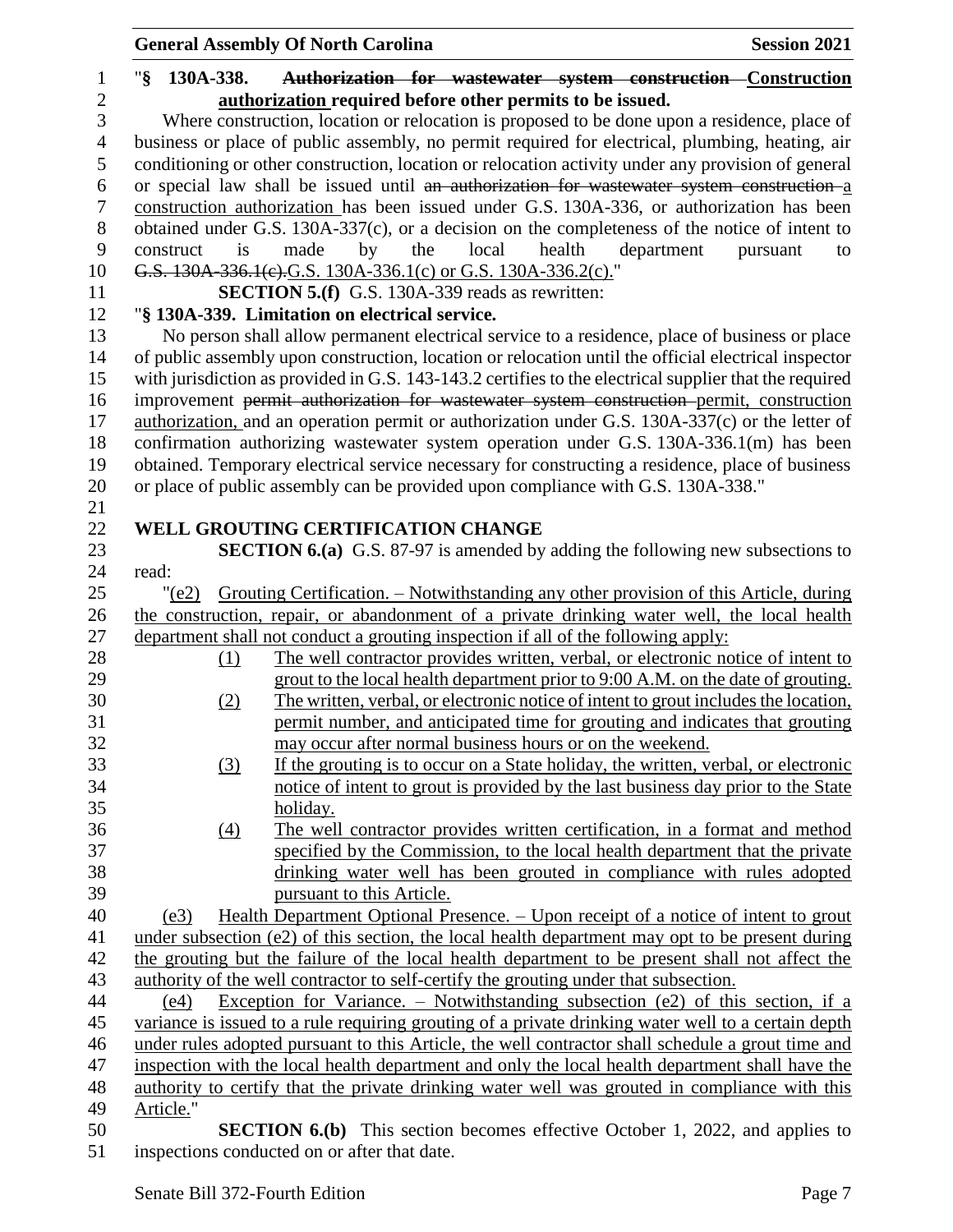"§ 130A-338. ~~Authorization for wastewater system construction~~ Construction authorization required before other permits to be issued.

Where construction, location or relocation is proposed to be done upon a residence, place of business or place of public assembly, no permit required for electrical, plumbing, heating, air conditioning or other construction, location or relocation activity under any provision of general or special law shall be issued until ~~an authorization for wastewater system construction~~ a construction authorization has been issued under G.S. 130A-336, or authorization has been obtained under G.S. 130A-337(c), or a decision on the completeness of the notice of intent to construct is made by the local health department pursuant to ~~G.S. 130A-336.1(c).~~G.S. 130A-336.1(c) or G.S. 130A-336.2(c)."

**SECTION 5.(f)** G.S. 130A-339 reads as rewritten:

"**§ 130A-339. Limitation on electrical service.**

No person shall allow permanent electrical service to a residence, place of business or place of public assembly upon construction, location or relocation until the official electrical inspector with jurisdiction as provided in G.S. 143-143.2 certifies to the electrical supplier that the required improvement ~~permit authorization for wastewater system construction~~ permit, construction authorization, and an operation permit or authorization under G.S. 130A-337(c) or the letter of confirmation authorizing wastewater system operation under G.S. 130A-336.1(m) has been obtained. Temporary electrical service necessary for constructing a residence, place of business or place of public assembly can be provided upon compliance with G.S. 130A-338."

## WELL GROUTING CERTIFICATION CHANGE

**SECTION 6.(a)** G.S. 87-97 is amended by adding the following new subsections to read:

"(e2) Grouting Certification. – Notwithstanding any other provision of this Article, during the construction, repair, or abandonment of a private drinking water well, the local health department shall not conduct a grouting inspection if all of the following apply:

(1) The well contractor provides written, verbal, or electronic notice of intent to grout to the local health department prior to 9:00 A.M. on the date of grouting.

(2) The written, verbal, or electronic notice of intent to grout includes the location, permit number, and anticipated time for grouting and indicates that grouting may occur after normal business hours or on the weekend.

(3) If the grouting is to occur on a State holiday, the written, verbal, or electronic notice of intent to grout is provided by the last business day prior to the State holiday.

(4) The well contractor provides written certification, in a format and method specified by the Commission, to the local health department that the private drinking water well has been grouted in compliance with rules adopted pursuant to this Article.

(e3) Health Department Optional Presence. – Upon receipt of a notice of intent to grout under subsection (e2) of this section, the local health department may opt to be present during the grouting but the failure of the local health department to be present shall not affect the authority of the well contractor to self-certify the grouting under that subsection.

(e4) Exception for Variance. – Notwithstanding subsection (e2) of this section, if a variance is issued to a rule requiring grouting of a private drinking water well to a certain depth under rules adopted pursuant to this Article, the well contractor shall schedule a grout time and inspection with the local health department and only the local health department shall have the authority to certify that the private drinking water well was grouted in compliance with this Article."

**SECTION 6.(b)** This section becomes effective October 1, 2022, and applies to inspections conducted on or after that date.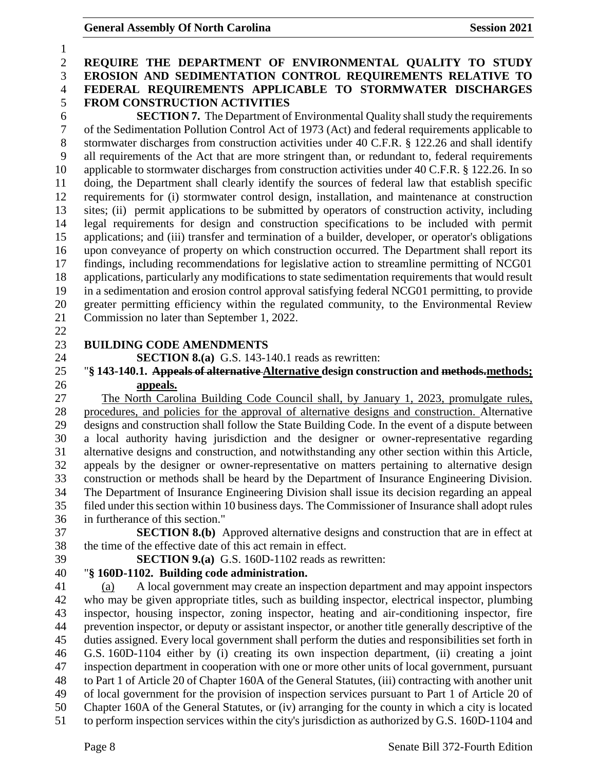**REQUIRE THE DEPARTMENT OF ENVIRONMENTAL QUALITY TO STUDY EROSION AND SEDIMENTATION CONTROL REQUIREMENTS RELATIVE TO FEDERAL REQUIREMENTS APPLICABLE TO STORMWATER DISCHARGES FROM CONSTRUCTION ACTIVITIES**

**SECTION 7.** The Department of Environmental Quality shall study the requirements of the Sedimentation Pollution Control Act of 1973 (Act) and federal requirements applicable to stormwater discharges from construction activities under 40 C.F.R. § 122.26 and shall identify all requirements of the Act that are more stringent than, or redundant to, federal requirements applicable to stormwater discharges from construction activities under 40 C.F.R. § 122.26. In so doing, the Department shall clearly identify the sources of federal law that establish specific requirements for (i) stormwater control design, installation, and maintenance at construction sites; (ii) permit applications to be submitted by operators of construction activity, including legal requirements for design and construction specifications to be included with permit applications; and (iii) transfer and termination of a builder, developer, or operator's obligations upon conveyance of property on which construction occurred. The Department shall report its findings, including recommendations for legislative action to streamline permitting of NCG01 applications, particularly any modifications to state sedimentation requirements that would result in a sedimentation and erosion control approval satisfying federal NCG01 permitting, to provide greater permitting efficiency within the regulated community, to the Environmental Review Commission no later than September 1, 2022.

**BUILDING CODE AMENDMENTS**

**SECTION 8.(a)** G.S. 143-140.1 reads as rewritten:

"**§ 143-140.1. ~~Appeals of alternative~~ Alternative design construction and ~~methods.~~methods; appeals.**

The North Carolina Building Code Council shall, by January 1, 2023, promulgate rules, procedures, and policies for the approval of alternative designs and construction. Alternative designs and construction shall follow the State Building Code. In the event of a dispute between a local authority having jurisdiction and the designer or owner-representative regarding alternative designs and construction, and notwithstanding any other section within this Article, appeals by the designer or owner-representative on matters pertaining to alternative design construction or methods shall be heard by the Department of Insurance Engineering Division. The Department of Insurance Engineering Division shall issue its decision regarding an appeal filed under this section within 10 business days. The Commissioner of Insurance shall adopt rules in furtherance of this section."

**SECTION 8.(b)** Approved alternative designs and construction that are in effect at the time of the effective date of this act remain in effect.

**SECTION 9.(a)** G.S. 160D-1102 reads as rewritten:

"**§ 160D-1102. Building code administration.**

(a) A local government may create an inspection department and may appoint inspectors who may be given appropriate titles, such as building inspector, electrical inspector, plumbing inspector, housing inspector, zoning inspector, heating and air-conditioning inspector, fire prevention inspector, or deputy or assistant inspector, or another title generally descriptive of the duties assigned. Every local government shall perform the duties and responsibilities set forth in G.S. 160D-1104 either by (i) creating its own inspection department, (ii) creating a joint inspection department in cooperation with one or more other units of local government, pursuant to Part 1 of Article 20 of Chapter 160A of the General Statutes, (iii) contracting with another unit of local government for the provision of inspection services pursuant to Part 1 of Article 20 of Chapter 160A of the General Statutes, or (iv) arranging for the county in which a city is located to perform inspection services within the city's jurisdiction as authorized by G.S. 160D-1104 and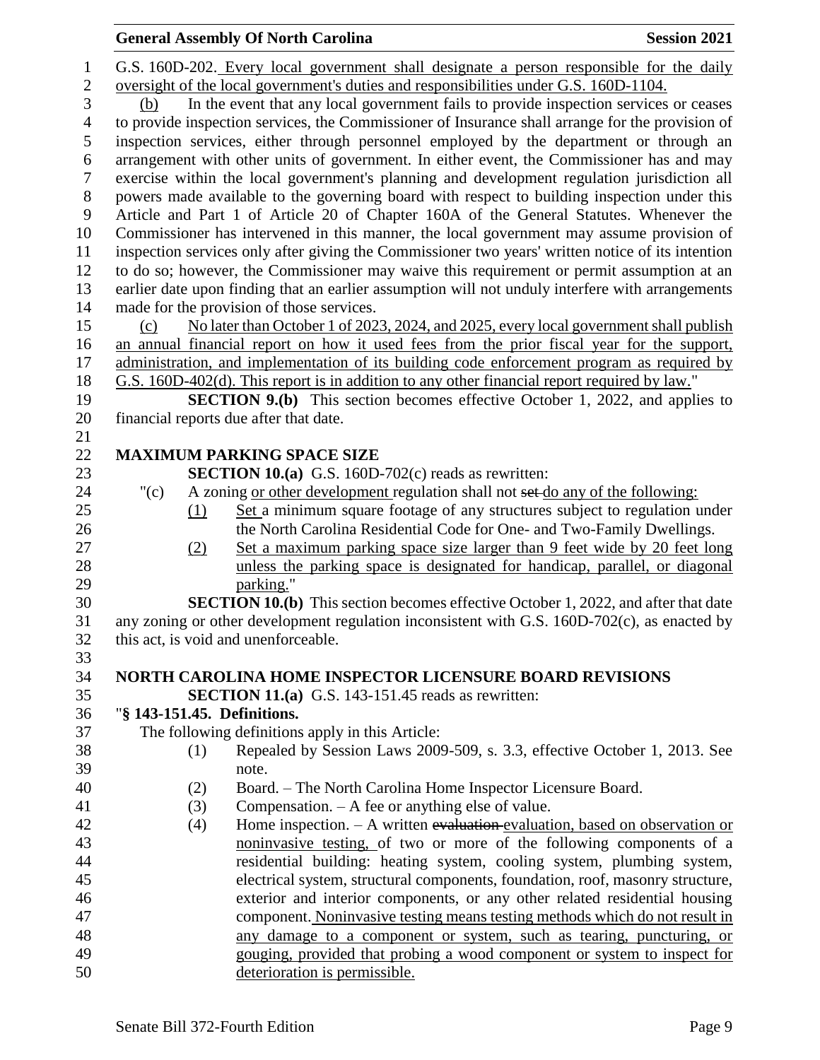G.S. 160D-202. Every local government shall designate a person responsible for the daily oversight of the local government's duties and responsibilities under G.S. 160D-1104.

(b) In the event that any local government fails to provide inspection services or ceases to provide inspection services, the Commissioner of Insurance shall arrange for the provision of inspection services, either through personnel employed by the department or through an arrangement with other units of government. In either event, the Commissioner has and may exercise within the local government's planning and development regulation jurisdiction all powers made available to the governing board with respect to building inspection under this Article and Part 1 of Article 20 of Chapter 160A of the General Statutes. Whenever the Commissioner has intervened in this manner, the local government may assume provision of inspection services only after giving the Commissioner two years' written notice of its intention to do so; however, the Commissioner may waive this requirement or permit assumption at an earlier date upon finding that an earlier assumption will not unduly interfere with arrangements made for the provision of those services.

(c) No later than October 1 of 2023, 2024, and 2025, every local government shall publish an annual financial report on how it used fees from the prior fiscal year for the support, administration, and implementation of its building code enforcement program as required by G.S. 160D-402(d). This report is in addition to any other financial report required by law."

**SECTION 9.(b)** This section becomes effective October 1, 2022, and applies to financial reports due after that date.

**MAXIMUM PARKING SPACE SIZE**

**SECTION 10.(a)** G.S. 160D-702(c) reads as rewritten:

"(c) A zoning or other development regulation shall not ~~set~~ do any of the following:

(1) Set a minimum square footage of any structures subject to regulation under the North Carolina Residential Code for One- and Two-Family Dwellings.

(2) Set a maximum parking space size larger than 9 feet wide by 20 feet long unless the parking space is designated for handicap, parallel, or diagonal parking."

**SECTION 10.(b)** This section becomes effective October 1, 2022, and after that date any zoning or other development regulation inconsistent with G.S. 160D-702(c), as enacted by this act, is void and unenforceable.

**NORTH CAROLINA HOME INSPECTOR LICENSURE BOARD REVISIONS**

**SECTION 11.(a)** G.S. 143-151.45 reads as rewritten:

"**§ 143-151.45. Definitions.**

The following definitions apply in this Article:

(1) Repealed by Session Laws 2009-509, s. 3.3, effective October 1, 2013. See note.

(2) Board. – The North Carolina Home Inspector Licensure Board.

(3) Compensation. – A fee or anything else of value.

(4) Home inspection. – A written ~~evaluation~~ evaluation, based on observation or noninvasive testing, of two or more of the following components of a residential building: heating system, cooling system, plumbing system, electrical system, structural components, foundation, roof, masonry structure, exterior and interior components, or any other related residential housing component. Noninvasive testing means testing methods which do not result in any damage to a component or system, such as tearing, puncturing, or gouging, provided that probing a wood component or system to inspect for deterioration is permissible.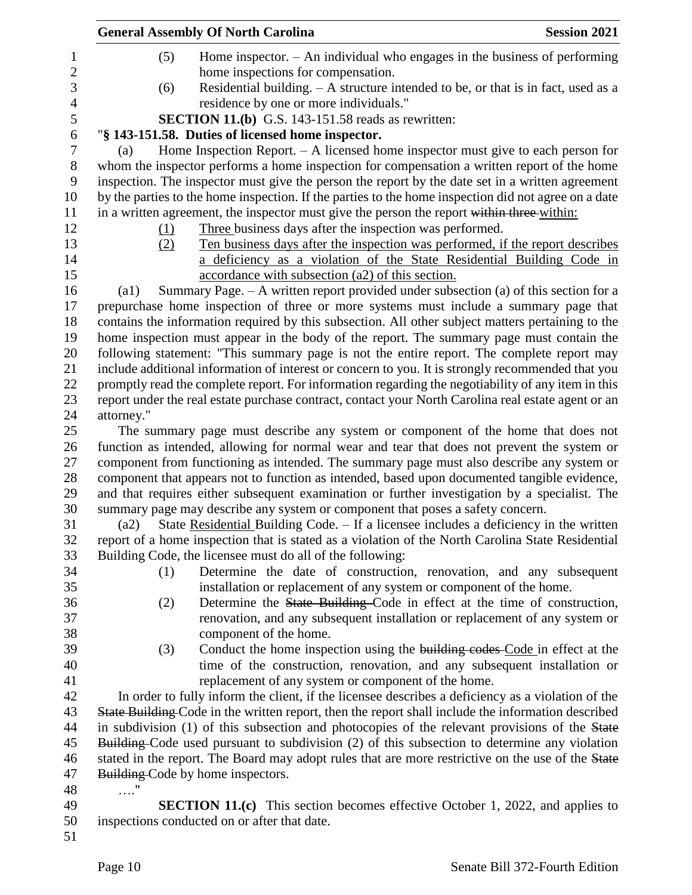(5) Home inspector. – An individual who engages in the business of performing home inspections for compensation.

(6) Residential building. – A structure intended to be, or that is in fact, used as a residence by one or more individuals."

**SECTION 11.(b)** G.S. 143-151.58 reads as rewritten:

"**§ 143-151.58. Duties of licensed home inspector.**

(a) Home Inspection Report. – A licensed home inspector must give to each person for whom the inspector performs a home inspection for compensation a written report of the home inspection. The inspector must give the person the report by the date set in a written agreement by the parties to the home inspection. If the parties to the home inspection did not agree on a date in a written agreement, the inspector must give the person the report ~~within three~~ within:

(1) Three business days after the inspection was performed.

(2) Ten business days after the inspection was performed, if the report describes a deficiency as a violation of the State Residential Building Code in accordance with subsection (a2) of this section.

(a1) Summary Page. – A written report provided under subsection (a) of this section for a prepurchase home inspection of three or more systems must include a summary page that contains the information required by this subsection. All other subject matters pertaining to the home inspection must appear in the body of the report. The summary page must contain the following statement: "This summary page is not the entire report. The complete report may include additional information of interest or concern to you. It is strongly recommended that you promptly read the complete report. For information regarding the negotiability of any item in this report under the real estate purchase contract, contact your North Carolina real estate agent or an attorney."

The summary page must describe any system or component of the home that does not function as intended, allowing for normal wear and tear that does not prevent the system or component from functioning as intended. The summary page must also describe any system or component that appears not to function as intended, based upon documented tangible evidence, and that requires either subsequent examination or further investigation by a specialist. The summary page may describe any system or component that poses a safety concern.

(a2) State Residential Building Code. – If a licensee includes a deficiency in the written report of a home inspection that is stated as a violation of the North Carolina State Residential Building Code, the licensee must do all of the following:

(1) Determine the date of construction, renovation, and any subsequent installation or replacement of any system or component of the home.

(2) Determine the ~~State Building~~ Code in effect at the time of construction, renovation, and any subsequent installation or replacement of any system or component of the home.

(3) Conduct the home inspection using the ~~building codes~~ Code in effect at the time of the construction, renovation, and any subsequent installation or replacement of any system or component of the home.

In order to fully inform the client, if the licensee describes a deficiency as a violation of the ~~State Building~~ Code in the written report, then the report shall include the information described in subdivision (1) of this subsection and photocopies of the relevant provisions of the ~~State Building~~ Code used pursuant to subdivision (2) of this subsection to determine any violation stated in the report. The Board may adopt rules that are more restrictive on the use of the ~~State Building~~ Code by home inspectors.

…."

**SECTION 11.(c)** This section becomes effective October 1, 2022, and applies to inspections conducted on or after that date.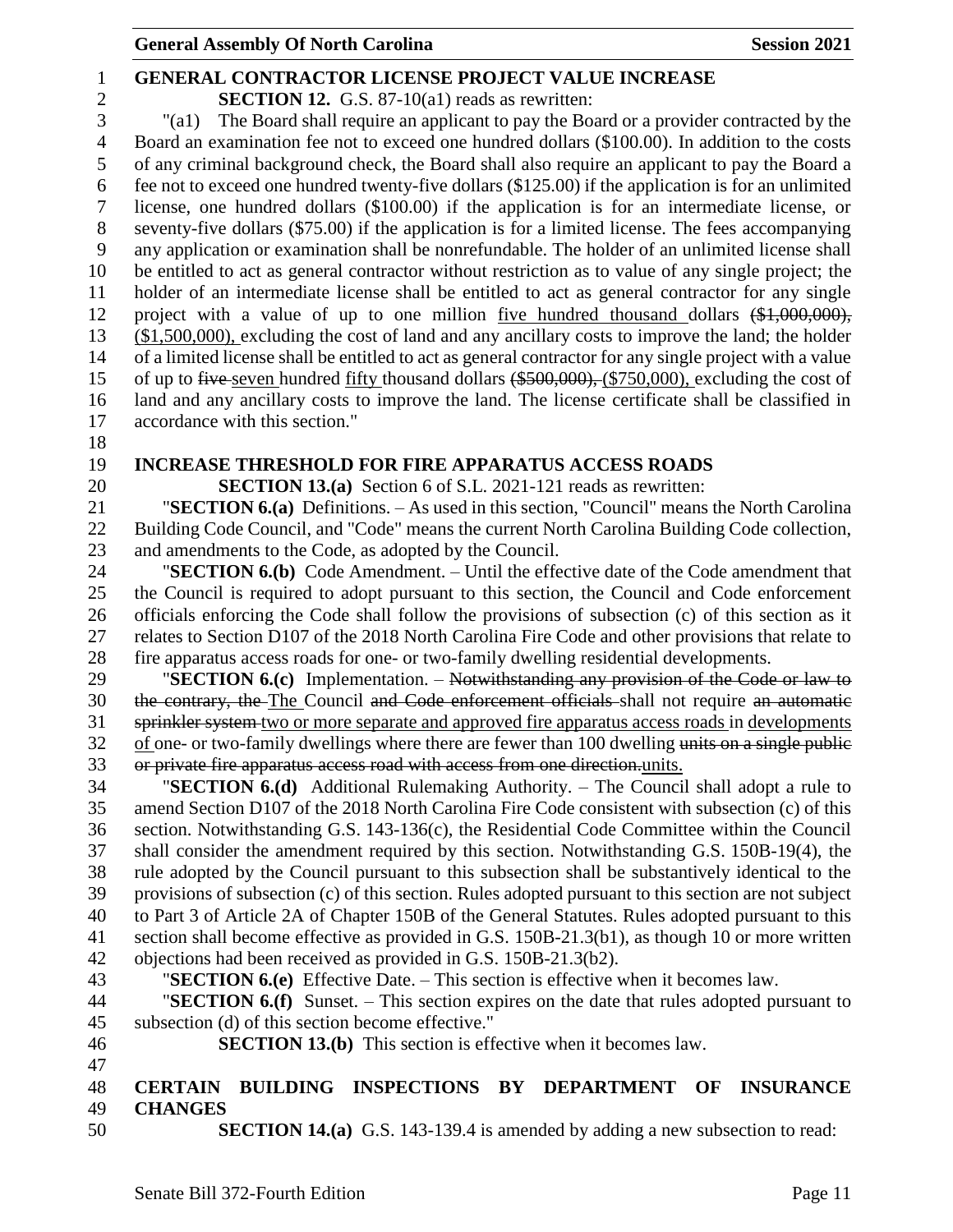**GENERAL CONTRACTOR LICENSE PROJECT VALUE INCREASE**

**SECTION 12.** G.S. 87-10(a1) reads as rewritten:

"(a1) The Board shall require an applicant to pay the Board or a provider contracted by the Board an examination fee not to exceed one hundred dollars ($100.00). In addition to the costs of any criminal background check, the Board shall also require an applicant to pay the Board a fee not to exceed one hundred twenty-five dollars ($125.00) if the application is for an unlimited license, one hundred dollars ($100.00) if the application is for an intermediate license, or seventy-five dollars ($75.00) if the application is for a limited license. The fees accompanying any application or examination shall be nonrefundable. The holder of an unlimited license shall be entitled to act as general contractor without restriction as to value of any single project; the holder of an intermediate license shall be entitled to act as general contractor for any single project with a value of up to one million <u>five hundred thousand</u> dollars ~~($1,000,000),~~ <u>($1,500,000),</u> excluding the cost of land and any ancillary costs to improve the land; the holder of a limited license shall be entitled to act as general contractor for any single project with a value of up to ~~five~~ <u>seven</u> hundred <u>fifty</u> thousand dollars ~~($500,000),~~ <u>($750,000),</u> excluding the cost of land and any ancillary costs to improve the land. The license certificate shall be classified in accordance with this section."

**INCREASE THRESHOLD FOR FIRE APPARATUS ACCESS ROADS**

**SECTION 13.(a)** Section 6 of S.L. 2021-121 reads as rewritten:

"**SECTION 6.(a)** Definitions. – As used in this section, "Council" means the North Carolina Building Code Council, and "Code" means the current North Carolina Building Code collection, and amendments to the Code, as adopted by the Council.

"**SECTION 6.(b)** Code Amendment. – Until the effective date of the Code amendment that the Council is required to adopt pursuant to this section, the Council and Code enforcement officials enforcing the Code shall follow the provisions of subsection (c) of this section as it relates to Section D107 of the 2018 North Carolina Fire Code and other provisions that relate to fire apparatus access roads for one- or two-family dwelling residential developments.

"**SECTION 6.(c)** Implementation. – ~~Notwithstanding any provision of the Code or law to the contrary, the~~ <u>The</u> Council ~~and Code enforcement officials~~ shall not require ~~an automatic sprinkler system~~ <u>two or more separate and approved fire apparatus access roads</u> in <u>developments of</u> one- or two-family dwellings where there are fewer than 100 dwelling ~~units on a single public or private fire apparatus access road with access from one direction.~~<u>units.</u>

"**SECTION 6.(d)** Additional Rulemaking Authority. – The Council shall adopt a rule to amend Section D107 of the 2018 North Carolina Fire Code consistent with subsection (c) of this section. Notwithstanding G.S. 143-136(c), the Residential Code Committee within the Council shall consider the amendment required by this section. Notwithstanding G.S. 150B-19(4), the rule adopted by the Council pursuant to this subsection shall be substantively identical to the provisions of subsection (c) of this section. Rules adopted pursuant to this section are not subject to Part 3 of Article 2A of Chapter 150B of the General Statutes. Rules adopted pursuant to this section shall become effective as provided in G.S. 150B-21.3(b1), as though 10 or more written objections had been received as provided in G.S. 150B-21.3(b2).

"**SECTION 6.(e)** Effective Date. – This section is effective when it becomes law.

"**SECTION 6.(f)** Sunset. – This section expires on the date that rules adopted pursuant to subsection (d) of this section become effective."

**SECTION 13.(b)** This section is effective when it becomes law.

**CERTAIN BUILDING INSPECTIONS BY DEPARTMENT OF INSURANCE CHANGES**

**SECTION 14.(a)** G.S. 143-139.4 is amended by adding a new subsection to read: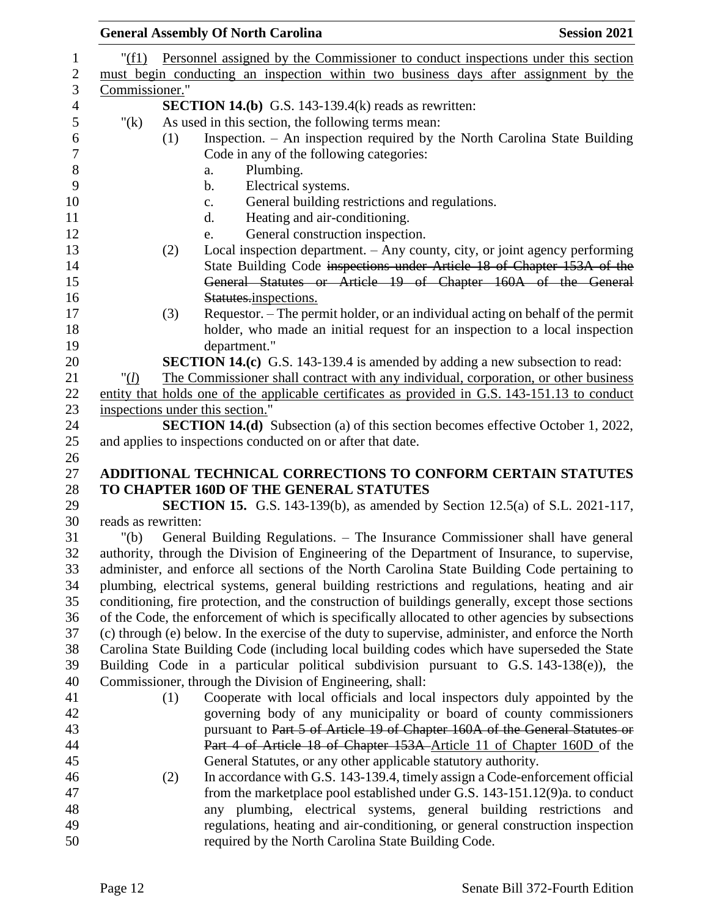"(f1) Personnel assigned by the Commissioner to conduct inspections under this section must begin conducting an inspection within two business days after assignment by the Commissioner."

**SECTION 14.(b)** G.S. 143-139.4(k) reads as rewritten:

"(k) As used in this section, the following terms mean:

(1) Inspection. – An inspection required by the North Carolina State Building Code in any of the following categories:

a. Plumbing.

b. Electrical systems.

c. General building restrictions and regulations.

d. Heating and air-conditioning.

e. General construction inspection.

(2) Local inspection department. – Any county, city, or joint agency performing State Building Code ~~inspections under Article 18 of Chapter 153A of the General Statutes or Article 19 of Chapter 160A of the General Statutes.~~inspections.

(3) Requestor. – The permit holder, or an individual acting on behalf of the permit holder, who made an initial request for an inspection to a local inspection department."

**SECTION 14.(c)** G.S. 143-139.4 is amended by adding a new subsection to read:

"(*l*) The Commissioner shall contract with any individual, corporation, or other business entity that holds one of the applicable certificates as provided in G.S. 143-151.13 to conduct inspections under this section."

**SECTION 14.(d)** Subsection (a) of this section becomes effective October 1, 2022, and applies to inspections conducted on or after that date.

## ADDITIONAL TECHNICAL CORRECTIONS TO CONFORM CERTAIN STATUTES TO CHAPTER 160D OF THE GENERAL STATUTES

**SECTION 15.** G.S. 143-139(b), as amended by Section 12.5(a) of S.L. 2021-117, reads as rewritten:

"(b) General Building Regulations. – The Insurance Commissioner shall have general authority, through the Division of Engineering of the Department of Insurance, to supervise, administer, and enforce all sections of the North Carolina State Building Code pertaining to plumbing, electrical systems, general building restrictions and regulations, heating and air conditioning, fire protection, and the construction of buildings generally, except those sections of the Code, the enforcement of which is specifically allocated to other agencies by subsections (c) through (e) below. In the exercise of the duty to supervise, administer, and enforce the North Carolina State Building Code (including local building codes which have superseded the State Building Code in a particular political subdivision pursuant to G.S. 143-138(e)), the Commissioner, through the Division of Engineering, shall:

(1) Cooperate with local officials and local inspectors duly appointed by the governing body of any municipality or board of county commissioners pursuant to ~~Part 5 of Article 19 of Chapter 160A of the General Statutes or Part 4 of Article 18 of Chapter 153A~~ Article 11 of Chapter 160D of the General Statutes, or any other applicable statutory authority.

(2) In accordance with G.S. 143-139.4, timely assign a Code-enforcement official from the marketplace pool established under G.S. 143-151.12(9)a. to conduct any plumbing, electrical systems, general building restrictions and regulations, heating and air-conditioning, or general construction inspection required by the North Carolina State Building Code.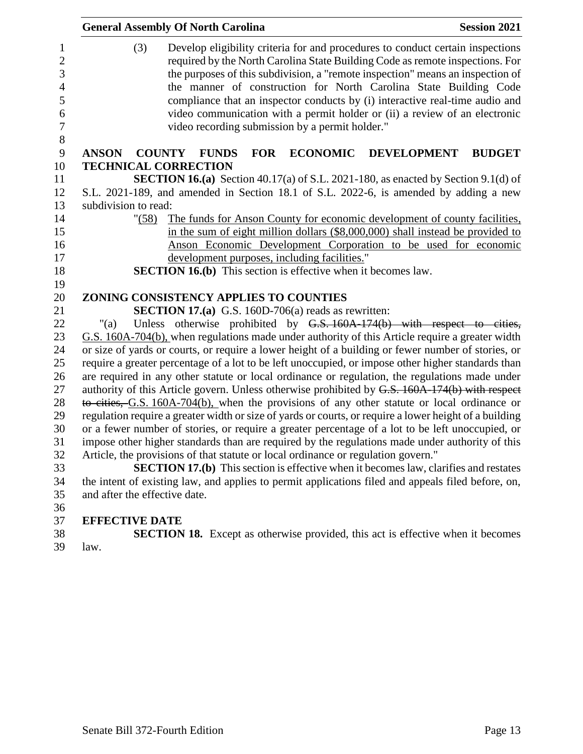(3) Develop eligibility criteria for and procedures to conduct certain inspections required by the North Carolina State Building Code as remote inspections. For the purposes of this subdivision, a "remote inspection" means an inspection of the manner of construction for North Carolina State Building Code compliance that an inspector conducts by (i) interactive real-time audio and video communication with a permit holder or (ii) a review of an electronic video recording submission by a permit holder."

**ANSON COUNTY FUNDS FOR ECONOMIC DEVELOPMENT BUDGET TECHNICAL CORRECTION**

**SECTION 16.(a)** Section 40.17(a) of S.L. 2021-180, as enacted by Section 9.1(d) of S.L. 2021-189, and amended in Section 18.1 of S.L. 2022-6, is amended by adding a new subdivision to read:

"(58) The funds for Anson County for economic development of county facilities, in the sum of eight million dollars ($8,000,000) shall instead be provided to Anson Economic Development Corporation to be used for economic development purposes, including facilities."

**SECTION 16.(b)** This section is effective when it becomes law.

**ZONING CONSISTENCY APPLIES TO COUNTIES**

**SECTION 17.(a)** G.S. 160D-706(a) reads as rewritten:

"(a) Unless otherwise prohibited by ~~G.S. 160A-174(b) with respect to cities,~~ G.S. 160A-704(b), when regulations made under authority of this Article require a greater width or size of yards or courts, or require a lower height of a building or fewer number of stories, or require a greater percentage of a lot to be left unoccupied, or impose other higher standards than are required in any other statute or local ordinance or regulation, the regulations made under authority of this Article govern. Unless otherwise prohibited by ~~G.S. 160A-174(b) with respect to cities,~~ G.S. 160A-704(b), when the provisions of any other statute or local ordinance or regulation require a greater width or size of yards or courts, or require a lower height of a building or a fewer number of stories, or require a greater percentage of a lot to be left unoccupied, or impose other higher standards than are required by the regulations made under authority of this Article, the provisions of that statute or local ordinance or regulation govern."

**SECTION 17.(b)** This section is effective when it becomes law, clarifies and restates the intent of existing law, and applies to permit applications filed and appeals filed before, on, and after the effective date.

**EFFECTIVE DATE**

**SECTION 18.** Except as otherwise provided, this act is effective when it becomes law.